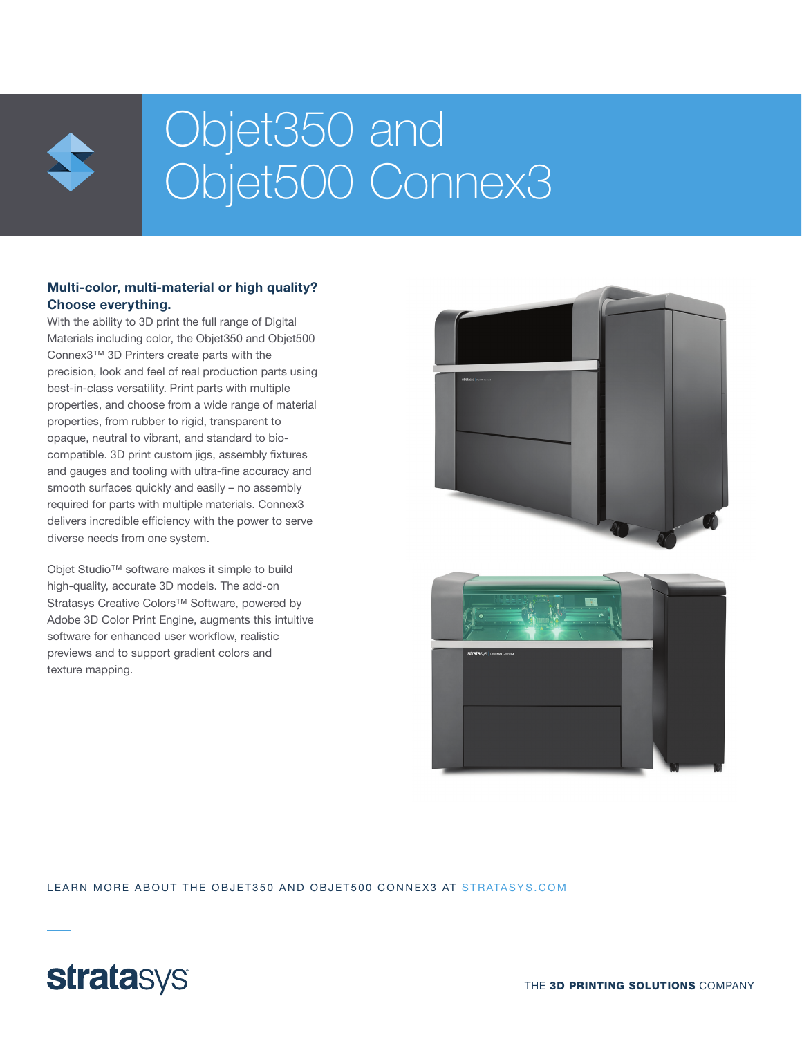# Objet350 and Objet500 Connex3

## Multi-color, multi-material or high quality? Choose everything.

With the ability to 3D print the full range of Digital Materials including color, the Objet350 and Objet500 Connex3™ 3D Printers create parts with the precision, look and feel of real production parts using best-in-class versatility. Print parts with multiple properties, and choose from a wide range of material properties, from rubber to rigid, transparent to opaque, neutral to vibrant, and standard to bio-compatible. 3D print custom jigs, assembly fixtures and gauges and tooling with ultra-fine accuracy and smooth surfaces quickly and easily – no assembly required for parts with multiple materials. Connex3 delivers incredible efficiency with the power to serve diverse needs from one system.

Objet Studio™ software makes it simple to build high-quality, accurate 3D models. The add-on Stratasys Creative Colors™ Software, powered by Adobe 3D Color Print Engine, augments this intuitive software for enhanced user workflow, realistic previews and to support gradient colors and texture mapping.

LEARN MORE ABOUT THE OBJET350 AND OBJET500 CONNEX3 AT STRATASYS.COM

stratasys

THE **3D PRINTING SOLUTIONS** COMPANY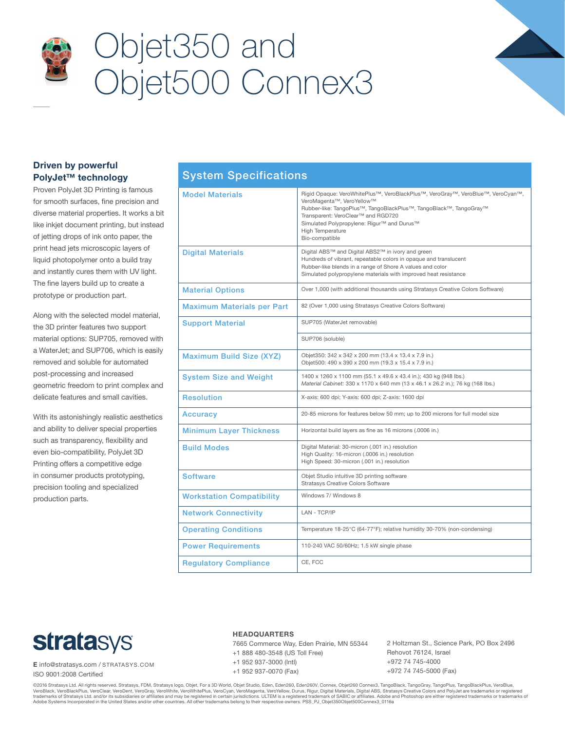# Objet350 and Objet500 Connex3

## Driven by powerful PolyJet™ technology

Proven PolyJet 3D Printing is famous for smooth surfaces, fine precision and diverse material properties. It works a bit like inkjet document printing, but instead of jetting drops of ink onto paper, the print head jets microscopic layers of liquid photopolymer onto a build tray and instantly cures them with UV light. The fine layers build up to create a prototype or production part.

Along with the selected model material, the 3D printer features two support material options: SUP705, removed with a WaterJet; and SUP706, which is easily removed and soluble for automated post-processing and increased geometric freedom to print complex and delicate features and small cavities.

With its astonishingly realistic aesthetics and ability to deliver special properties such as transparency, flexibility and even bio-compatibility, PolyJet 3D Printing offers a competitive edge in consumer products prototyping, precision tooling and specialized production parts.

## System Specifications

| | |
|---|---|
| Model Materials | Rigid Opaque: VeroWhitePlus™, VeroBlackPlus™, VeroGray™, VeroBlue™, VeroCyan™, VeroMagenta™, VeroYellow™<br>Rubber-like: TangoPlus™, TangoBlackPlus™, TangoBlack™, TangoGray™<br>Transparent: VeroClear™ and RGD720<br>Simulated Polypropylene: Rigur™ and Durus™<br>High Temperature<br>Bio-compatible |
| Digital Materials | Digital ABS™ and Digital ABS2™ in ivory and green<br>Hundreds of vibrant, repeatable colors in opaque and translucent<br>Rubber-like blends in a range of Shore A values and color<br>Simulated polypropylene materials with improved heat resistance |
| Material Options | Over 1,000 (with additional thousands using Stratasys Creative Colors Software) |
| Maximum Materials per Part | 82 (Over 1,000 using Stratasys Creative Colors Software) |
| Support Material | SUP705 (WaterJet removable)<br>SUP706 (soluble) |
| Maximum Build Size (XYZ) | Objet350: 342 x 342 x 200 mm (13.4 x 13.4 x 7.9 in.)<br>Objet500: 490 x 390 x 200 mm (19.3 x 15.4 x 7.9 in.) |
| System Size and Weight | 1400 x 1260 x 1100 mm (55.1 x 49.6 x 43.4 in.); 430 kg (948 lbs.)<br>*Material Cabinet:* 330 x 1170 x 640 mm (13 x 46.1 x 26.2 in.); 76 kg (168 lbs.) |
| Resolution | X-axis: 600 dpi; Y-axis: 600 dpi; Z-axis: 1600 dpi |
| Accuracy | 20-85 microns for features below 50 mm; up to 200 microns for full model size |
| Minimum Layer Thickness | Horizontal build layers as fine as 16 microns (.0006 in.) |
| Build Modes | Digital Material: 30-micron (.001 in.) resolution<br>High Quality: 16-micron (.0006 in.) resolution<br>High Speed: 30-micron (.001 in.) resolution |
| Software | Objet Studio intuitive 3D printing software<br>Stratasys Creative Colors Software |
| Workstation Compatibility | Windows 7/ Windows 8 |
| Network Connectivity | LAN - TCP/IP |
| Operating Conditions | Temperature 18-25°C (64-77°F); relative humidity 30-70% (non-condensing) |
| Power Requirements | 110-240 VAC 50/60Hz; 1.5 kW single phase |
| Regulatory Compliance | CE, FCC |

stratasys

**E** info@stratasys.com / STRATASYS.COM
ISO 9001:2008 Certified

**HEADQUARTERS**

7665 Commerce Way, Eden Prairie, MN 55344
+1 888 480-3548 (US Toll Free)
+1 952 937-3000 (Intl)
+1 952 937-0070 (Fax)

2 Holtzman St., Science Park, PO Box 2496
Rehovot 76124, Israel
+972 74 745-4000
+972 74 745-5000 (Fax)

©2016 Stratasys Ltd. All rights reserved. Stratasys, FDM, Stratasys logo, Objet, For a 3D World, Objet Studio, Eden, Eden260, Eden260V, Connex, Objet260 Connex3, TangoBlack, TangoGray, TangoPlus, TangoBlackPlus, VeroBlue, VeroBlack, VeroBlackPlus, VeroClear, VeroDent, VeroGray, VeroWhite, VeroWhitePlus, VeroCyan, VeroMagenta, VeroYellow, Durus, Rigur, Digital Materials, Digital ABS, Stratasys Creative Colors and PolyJet are trademarks or registered trademarks of Stratasys Ltd. and/or its subsidiaries or affiliates and may be registered in certain jurisdictions. ULTEM is a registered trademark of SABIC or affiliates. Adobe and Photoshop are either registered trademarks or trademarks of Adobe Systems Incorporated in the United States and/or other countries. All other trademarks belong to their respective owners. PSS_PJ_Objet350Objet500Connex3_0116a